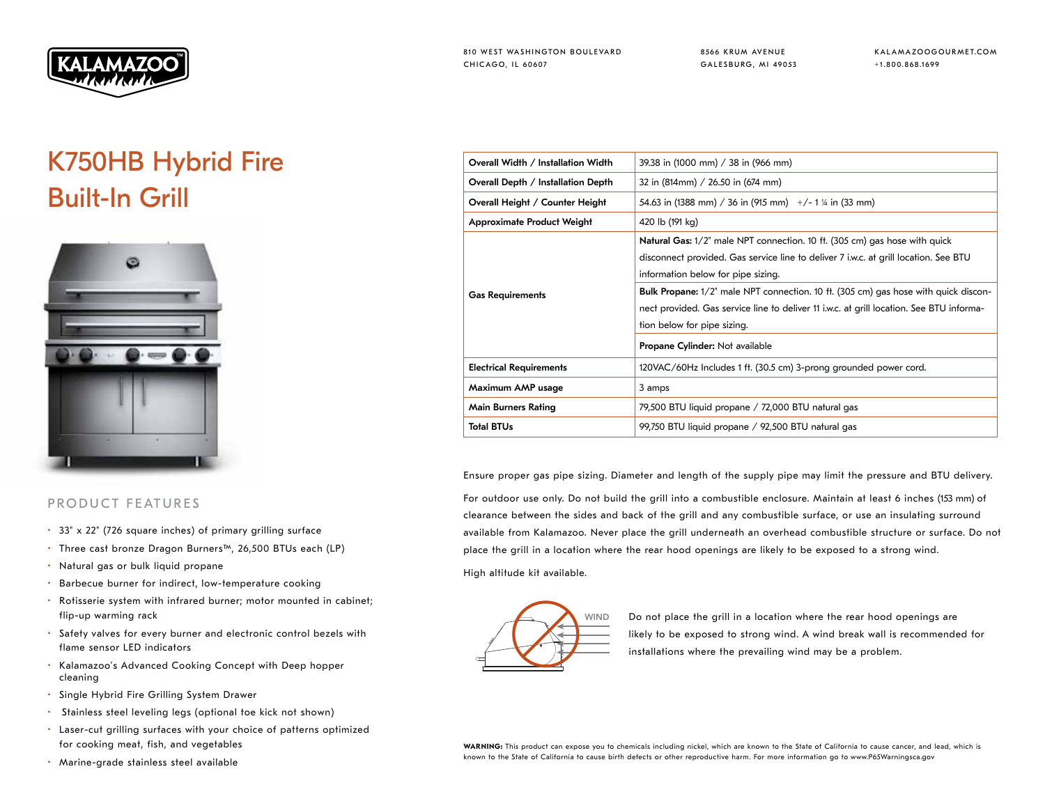810 WEST WASHINGTON BOULEVARD
CHICAGO, IL 60607

8566 KRUM AVENUE
GALESBURG, MI 49053

KALAMAZOOGOURMET.COM
+1.800.868.1699

# K750HB Hybrid Fire Built-In Grill

## PRODUCT FEATURES

- 33" x 22" (726 square inches) of primary grilling surface
- Three cast bronze Dragon Burners™, 26,500 BTUs each (LP)
- Natural gas or bulk liquid propane
- Barbecue burner for indirect, low-temperature cooking
- Rotisserie system with infrared burner; motor mounted in cabinet; flip-up warming rack
- Safety valves for every burner and electronic control bezels with flame sensor LED indicators
- Kalamazoo's Advanced Cooking Concept with Deep hopper cleaning
- Single Hybrid Fire Grilling System Drawer
- Stainless steel leveling legs (optional toe kick not shown)
- Laser-cut grilling surfaces with your choice of patterns optimized for cooking meat, fish, and vegetables
- Marine-grade stainless steel available

| | |
|---|---|
| **Overall Width / Installation Width** | 39.38 in (1000 mm) / 38 in (966 mm) |
| **Overall Depth / Installation Depth** | 32 in (814mm) / 26.50 in (674 mm) |
| **Overall Height / Counter Height** | 54.63 in (1388 mm) / 36 in (915 mm) +/- 1 ¼ in (33 mm) |
| **Approximate Product Weight** | 420 lb (191 kg) |
| **Gas Requirements** | **Natural Gas:** 1/2" male NPT connection. 10 ft. (305 cm) gas hose with quick disconnect provided. Gas service line to deliver 7 i.w.c. at grill location. See BTU information below for pipe sizing. |
| | **Bulk Propane:** 1/2" male NPT connection. 10 ft. (305 cm) gas hose with quick disconnect provided. Gas service line to deliver 11 i.w.c. at grill location. See BTU information below for pipe sizing. |
| | **Propane Cylinder:** Not available |
| **Electrical Requirements** | 120VAC/60Hz Includes 1 ft. (30.5 cm) 3-prong grounded power cord. |
| **Maximum AMP usage** | 3 amps |
| **Main Burners Rating** | 79,500 BTU liquid propane / 72,000 BTU natural gas |
| **Total BTUs** | 99,750 BTU liquid propane / 92,500 BTU natural gas |

Ensure proper gas pipe sizing. Diameter and length of the supply pipe may limit the pressure and BTU delivery.

For outdoor use only. Do not build the grill into a combustible enclosure. Maintain at least 6 inches (153 mm) of clearance between the sides and back of the grill and any combustible surface, or use an insulating surround available from Kalamazoo. Never place the grill underneath an overhead combustible structure or surface. Do not place the grill in a location where the rear hood openings are likely to be exposed to a strong wind.

High altitude kit available.

WIND

Do not place the grill in a location where the rear hood openings are likely to be exposed to strong wind. A wind break wall is recommended for installations where the prevailing wind may be a problem.

**WARNING:** This product can expose you to chemicals including nickel, which are known to the State of California to cause cancer, and lead, which is known to the State of California to cause birth defects or other reproductive harm. For more information go to www.P65Warningsca.gov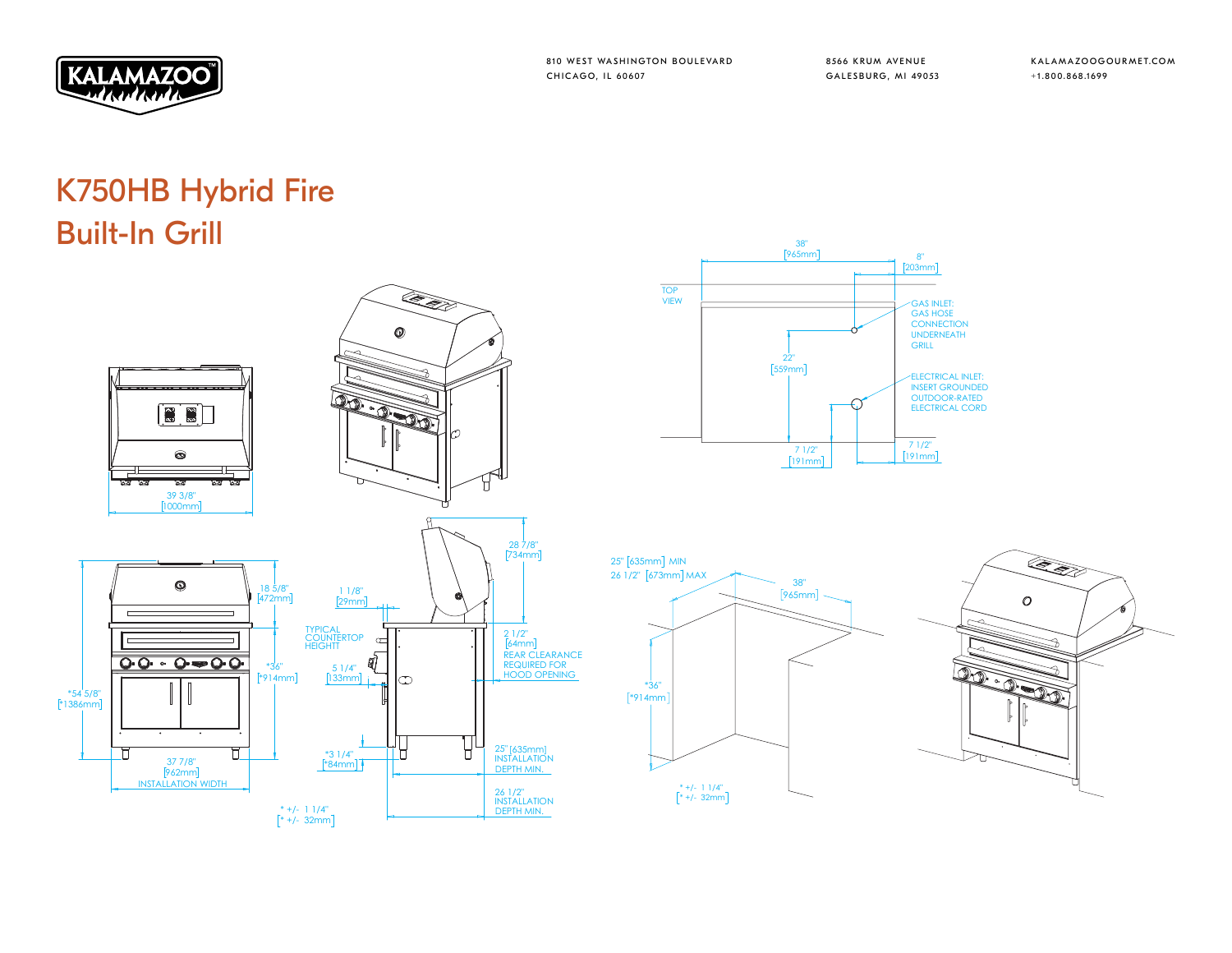810 WEST WASHINGTON BOULEVARD
CHICAGO, IL 60607

8566 KRUM AVENUE
GALESBURG, MI 49053

KALAMAZOOGOURMET.COM
+1.800.868.1699

# K750HB Hybrid Fire Built-In Grill

39 3/8" [1000mm]

*54 5/8" [*1386mm]

18 5/8" [472mm]

*36" [*914mm]

37 7/8" [962mm]
INSTALLATION WIDTH

28 7/8" [734mm]

1 1/8" [29mm]

TYPICAL COUNTERTOP HEIGHT

5 1/4" [133mm]

2 1/2" [64mm]
REAR CLEARANCE REQUIRED FOR HOOD OPENING

*3 1/4" [*84mm]

25" [635mm]
INSTALLATION DEPTH MIN.

26 1/2"
INSTALLATION DEPTH MIN.

* +/- 1 1/4" [* +/- 32mm]

TOP VIEW

38" [965mm]

8" [203mm]

GAS INLET: GAS HOSE CONNECTION UNDERNEATH GRILL

22" [559mm]

ELECTRICAL INLET: INSERT GROUNDED OUTDOOR-RATED ELECTRICAL CORD

7 1/2" [191mm]

7 1/2" [191mm]

25" [635mm] MIN
26 1/2" [673mm] MAX

38" [965mm]

*36" [*914mm]

* +/- 1 1/4" [* +/- 32mm]